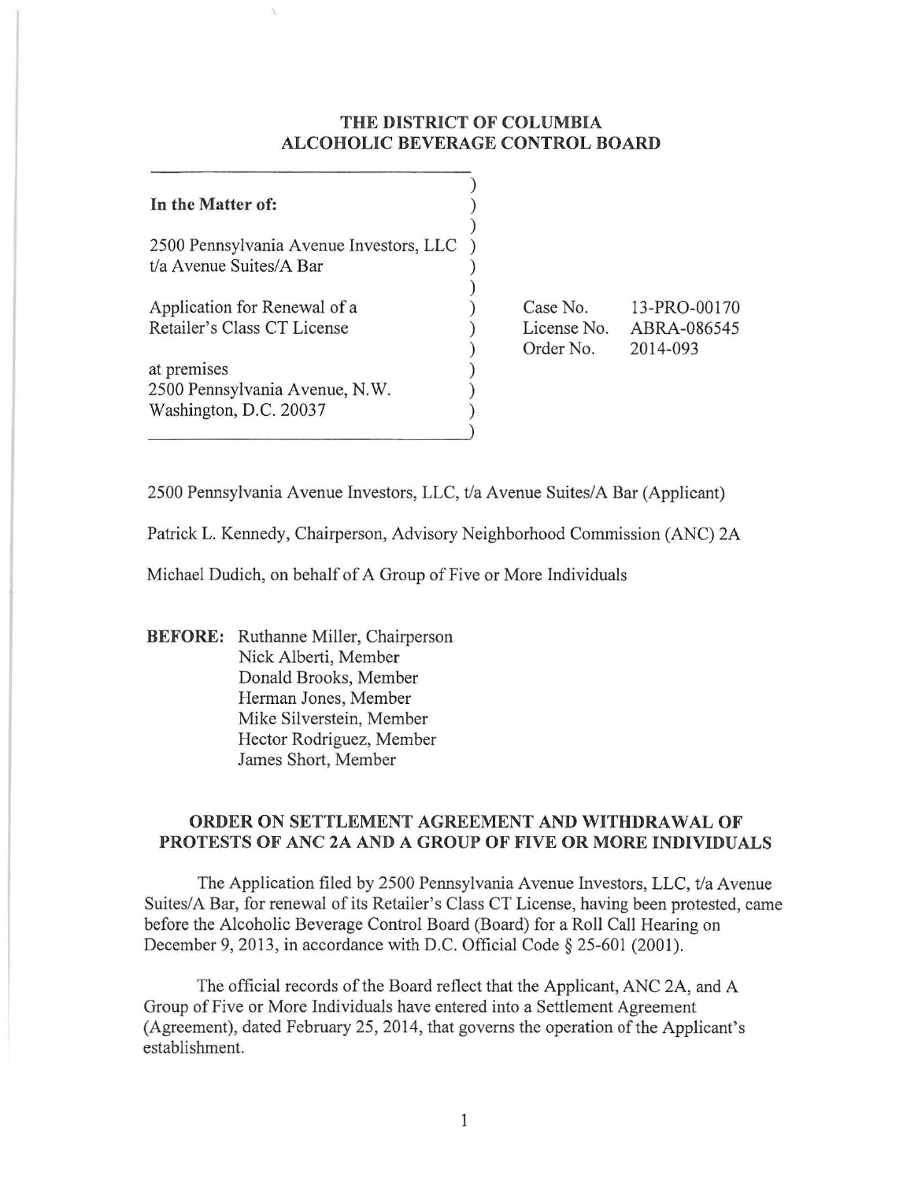# THE DISTRICT OF COLUMBIA ALCOHOLIC BEVERAGE CONTROL BOARD

| | |
|---|---|
| **In the Matter of:** | |
| 2500 Pennsylvania Avenue Investors, LLC t/a Avenue Suites/A Bar | |
| Application for Renewal of a Retailer's Class CT License | Case No. 13-PRO-00170 |
| | License No. ABRA-086545 |
| | Order No. 2014-093 |
| at premises 2500 Pennsylvania Avenue, N.W. Washington, D.C. 20037 | |

2500 Pennsylvania Avenue Investors, LLC, t/a Avenue Suites/A Bar (Applicant)

Patrick L. Kennedy, Chairperson, Advisory Neighborhood Commission (ANC) 2A

Michael Dudich, on behalf of A Group of Five or More Individuals

**BEFORE:** Ruthanne Miller, Chairperson
Nick Alberti, Member
Donald Brooks, Member
Herman Jones, Member
Mike Silverstein, Member
Hector Rodriguez, Member
James Short, Member

## ORDER ON SETTLEMENT AGREEMENT AND WITHDRAWAL OF PROTESTS OF ANC 2A AND A GROUP OF FIVE OR MORE INDIVIDUALS

The Application filed by 2500 Pennsylvania Avenue Investors, LLC, t/a Avenue Suites/A Bar, for renewal of its Retailer's Class CT License, having been protested, came before the Alcoholic Beverage Control Board (Board) for a Roll Call Hearing on December 9, 2013, in accordance with D.C. Official Code § 25-601 (2001).

The official records of the Board reflect that the Applicant, ANC 2A, and A Group of Five or More Individuals have entered into a Settlement Agreement (Agreement), dated February 25, 2014, that governs the operation of the Applicant's establishment.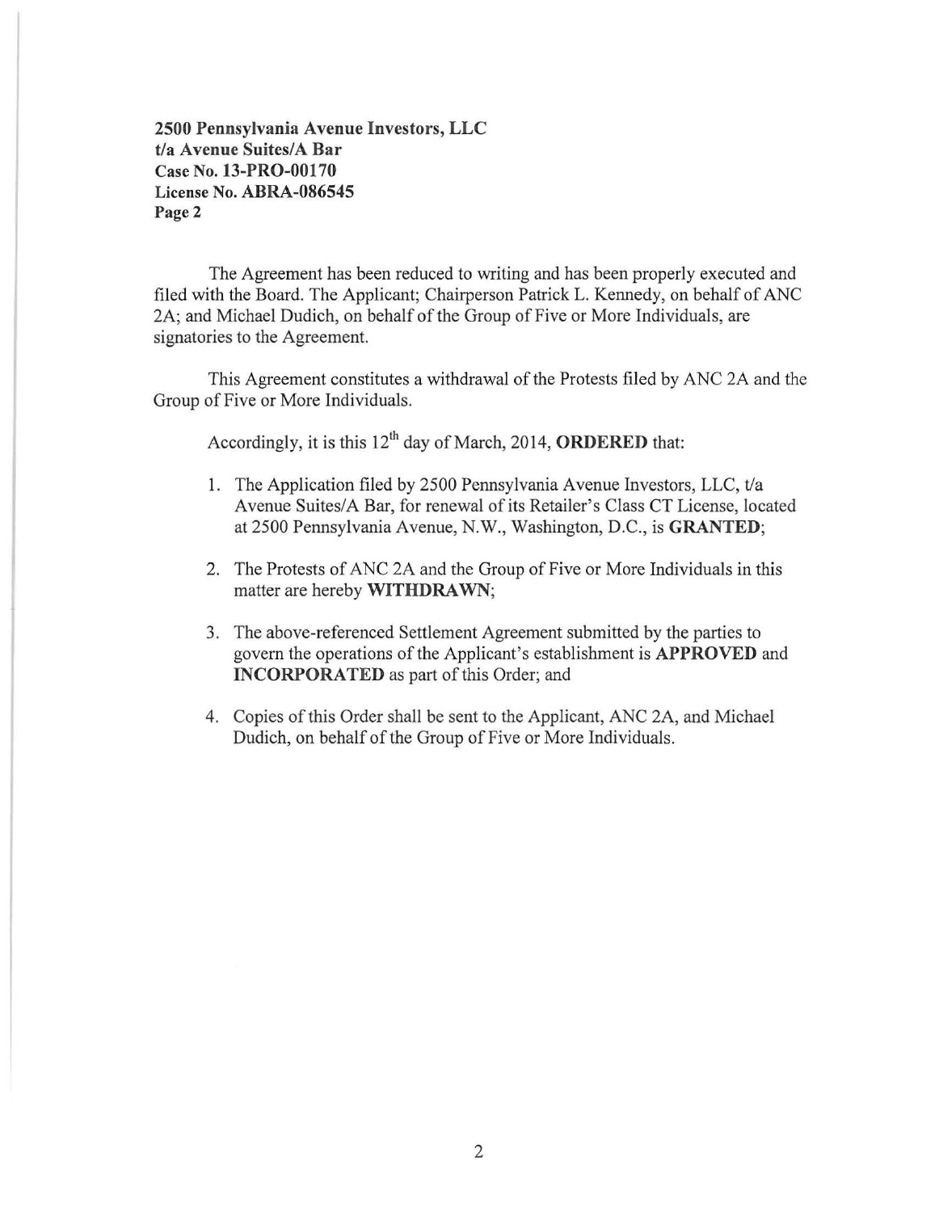**2500 Pennsylvania Avenue Investors, LLC**
**t/a Avenue Suites/A Bar**
**Case No. 13-PRO-00170**
**License No. ABRA-086545**
**Page 2**

The Agreement has been reduced to writing and has been properly executed and filed with the Board. The Applicant; Chairperson Patrick L. Kennedy, on behalf of ANC 2A; and Michael Dudich, on behalf of the Group of Five or More Individuals, are signatories to the Agreement.

This Agreement constitutes a withdrawal of the Protests filed by ANC 2A and the Group of Five or More Individuals.

Accordingly, it is this 12th day of March, 2014, **ORDERED** that:

1. The Application filed by 2500 Pennsylvania Avenue Investors, LLC, t/a Avenue Suites/A Bar, for renewal of its Retailer's Class CT License, located at 2500 Pennsylvania Avenue, N.W., Washington, D.C., is **GRANTED**;
2. The Protests of ANC 2A and the Group of Five or More Individuals in this matter are hereby **WITHDRAWN**;
3. The above-referenced Settlement Agreement submitted by the parties to govern the operations of the Applicant's establishment is **APPROVED** and **INCORPORATED** as part of this Order; and
4. Copies of this Order shall be sent to the Applicant, ANC 2A, and Michael Dudich, on behalf of the Group of Five or More Individuals.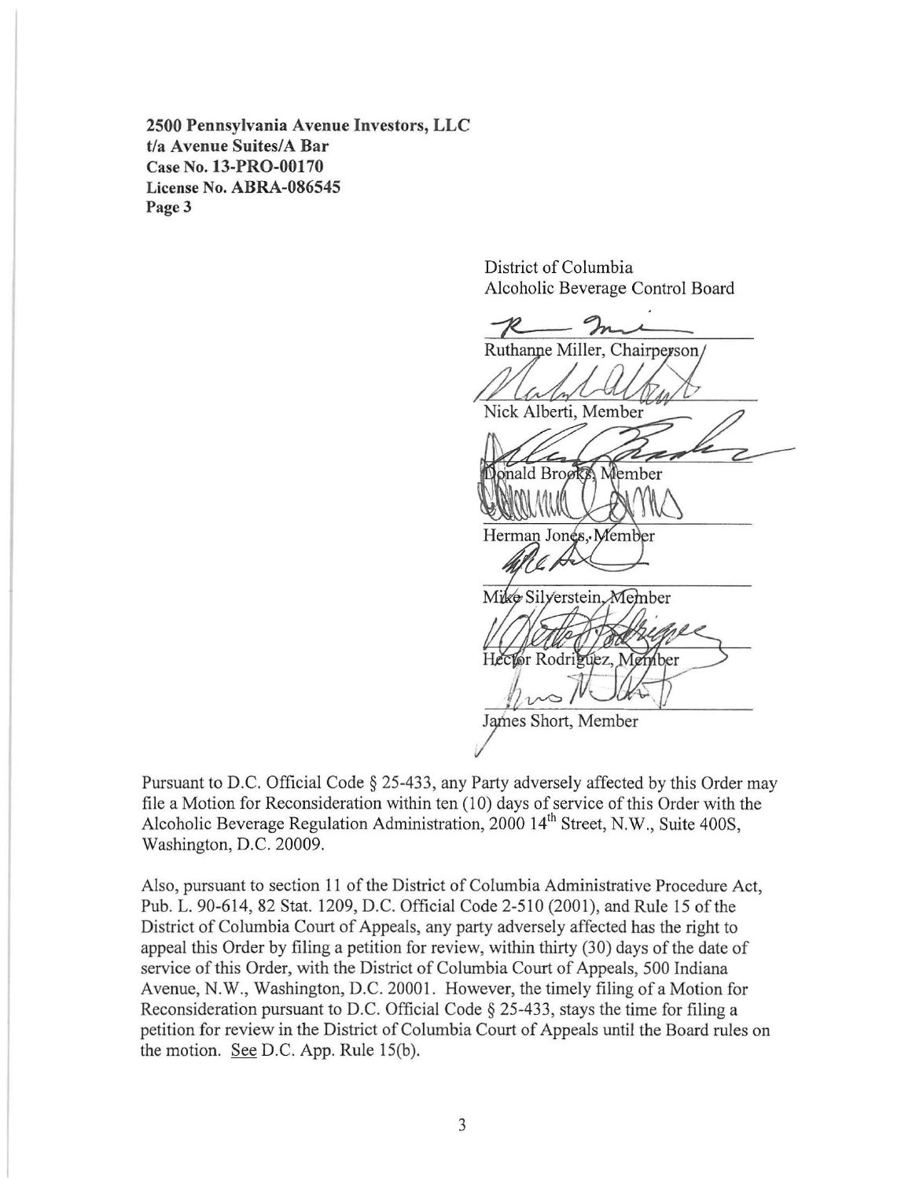**2500 Pennsylvania Avenue Investors, LLC**
**t/a Avenue Suites/A Bar**
**Case No. 13-PRO-00170**
**License No. ABRA-086545**
**Page 3**

District of Columbia
Alcoholic Beverage Control Board

Ruthanne Miller, Chairperson

Nick Alberti, Member

Donald Brooks, Member

Herman Jones, Member

Mike Silverstein, Member

Hector Rodriguez, Member

James Short, Member

Pursuant to D.C. Official Code § 25-433, any Party adversely affected by this Order may file a Motion for Reconsideration within ten (10) days of service of this Order with the Alcoholic Beverage Regulation Administration, 2000 14th Street, N.W., Suite 400S, Washington, D.C. 20009.

Also, pursuant to section 11 of the District of Columbia Administrative Procedure Act, Pub. L. 90-614, 82 Stat. 1209, D.C. Official Code 2-510 (2001), and Rule 15 of the District of Columbia Court of Appeals, any party adversely affected has the right to appeal this Order by filing a petition for review, within thirty (30) days of the date of service of this Order, with the District of Columbia Court of Appeals, 500 Indiana Avenue, N.W., Washington, D.C. 20001. However, the timely filing of a Motion for Reconsideration pursuant to D.C. Official Code § 25-433, stays the time for filing a petition for review in the District of Columbia Court of Appeals until the Board rules on the motion. See D.C. App. Rule 15(b).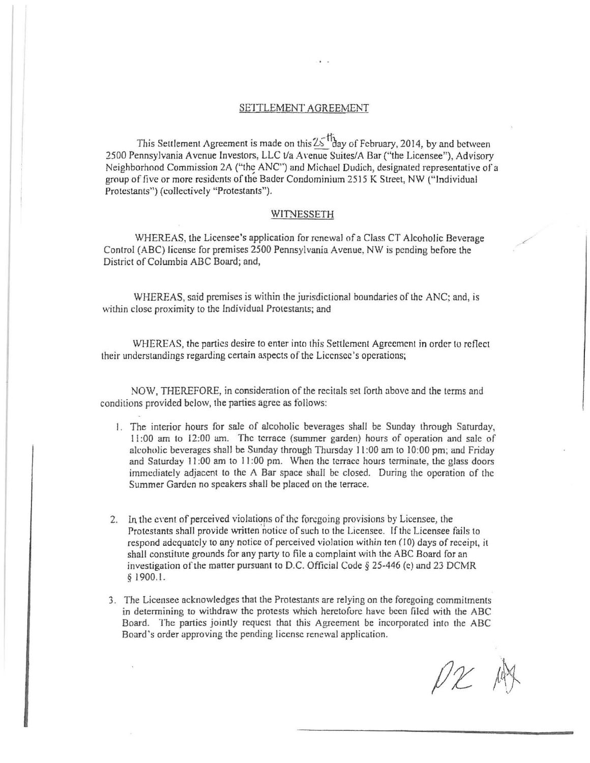## SETTLEMENT AGREEMENT

This Settlement Agreement is made on this 25th day of February, 2014, by and between 2500 Pennsylvania Avenue Investors, LLC t/a Avenue Suites/A Bar ("the Licensee"), Advisory Neighborhood Commission 2A ("the ANC") and Michael Dudich, designated representative of a group of five or more residents of the Bader Condominium 2515 K Street, NW ("Individual Protestants") (collectively "Protestants").

## WITNESSETH

WHEREAS, the Licensee's application for renewal of a Class CT Alcoholic Beverage Control (ABC) license for premises 2500 Pennsylvania Avenue, NW is pending before the District of Columbia ABC Board; and,

WHEREAS, said premises is within the jurisdictional boundaries of the ANC; and, is within close proximity to the Individual Protestants; and

WHEREAS, the parties desire to enter into this Settlement Agreement in order to reflect their understandings regarding certain aspects of the Licensee's operations;

NOW, THEREFORE, in consideration of the recitals set forth above and the terms and conditions provided below, the parties agree as follows:

1. The interior hours for sale of alcoholic beverages shall be Sunday through Saturday, 11:00 am to 12:00 am. The terrace (summer garden) hours of operation and sale of alcoholic beverages shall be Sunday through Thursday 11:00 am to 10:00 pm; and Friday and Saturday 11:00 am to 11:00 pm. When the terrace hours terminate, the glass doors immediately adjacent to the A Bar space shall be closed. During the operation of the Summer Garden no speakers shall be placed on the terrace.

2. In the event of perceived violations of the foregoing provisions by Licensee, the Protestants shall provide written notice of such to the Licensee. If the Licensee fails to respond adequately to any notice of perceived violation within ten (10) days of receipt, it shall constitute grounds for any party to file a complaint with the ABC Board for an investigation of the matter pursuant to D.C. Official Code § 25-446 (e) and 23 DCMR § 1900.1.

3. The Licensee acknowledges that the Protestants are relying on the foregoing commitments in determining to withdraw the protests which heretofore have been filed with the ABC Board. The parties jointly request that this Agreement be incorporated into the ABC Board's order approving the pending license renewal application.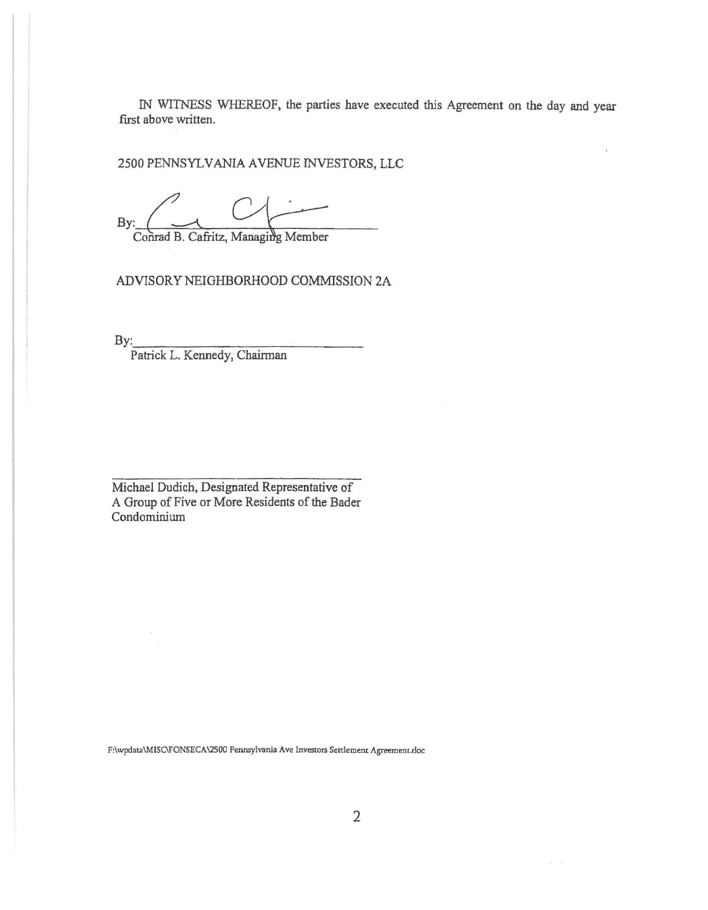IN WITNESS WHEREOF, the parties have executed this Agreement on the day and year first above written.

2500 PENNSYLVANIA AVENUE INVESTORS, LLC

By:\_\_\_\_\_\_\_\_\_\_\_\_\_\_\_\_\_\_\_\_\_\_\_\_\_\_\_\_\_\_
Conrad B. Cafritz, Managing Member

ADVISORY NEIGHBORHOOD COMMISSION 2A

By:\_\_\_\_\_\_\_\_\_\_\_\_\_\_\_\_\_\_\_\_\_\_\_\_\_\_\_\_\_\_
Patrick L. Kennedy, Chairman

\_\_\_\_\_\_\_\_\_\_\_\_\_\_\_\_\_\_\_\_\_\_\_\_\_\_\_\_\_\_\_\_\_\_
Michael Dudich, Designated Representative of A Group of Five or More Residents of the Bader Condominium

F:\wpdata\MISC\FONSECA\2500 Pennsylvania Ave Investors Settlement Agreement.doc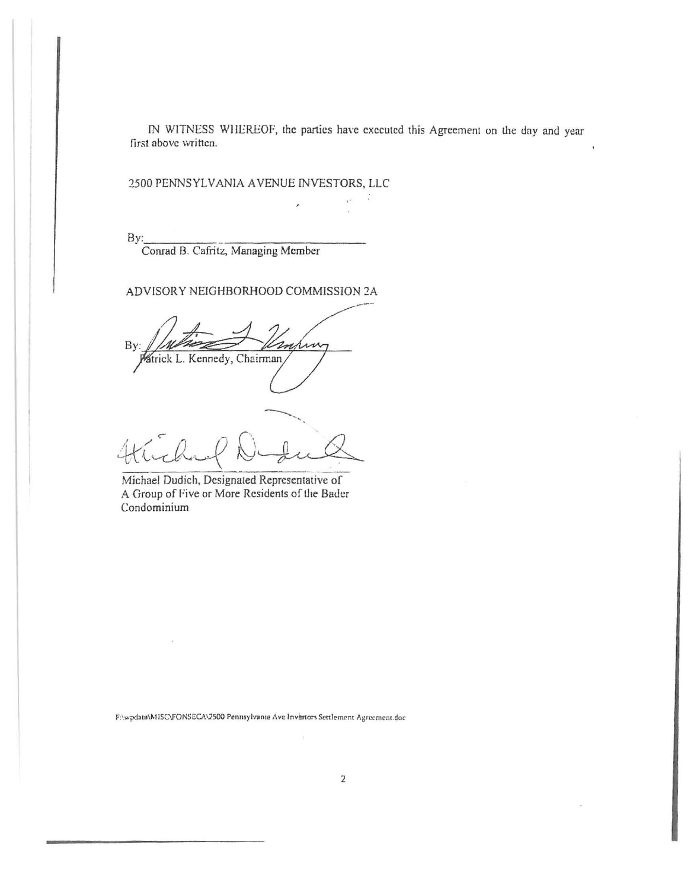IN WITNESS WHEREOF, the parties have executed this Agreement on the day and year first above written.

2500 PENNSYLVANIA AVENUE INVESTORS, LLC

By:\_\_\_\_\_\_\_\_\_\_\_\_\_\_\_\_\_\_\_\_\_\_\_\_\_\_\_\_\_\_\_\_\_\_\_\_
Conrad B. Cafritz, Managing Member

ADVISORY NEIGHBORHOOD COMMISSION 2A

By: \_\_\_\_\_\_\_\_\_\_\_\_\_\_\_\_\_\_\_\_\_\_\_\_\_\_\_\_\_\_\_\_\_\_\_\_
Patrick L. Kennedy, Chairman

\_\_\_\_\_\_\_\_\_\_\_\_\_\_\_\_\_\_\_\_\_\_\_\_\_\_\_\_\_\_\_\_\_\_\_\_
Michael Dudich, Designated Representative of A Group of Five or More Residents of the Bader Condominium

F:\wpdata\MISC\FONSECA\2500 Pennsylvania Ave Investors Settlement Agreement.doc